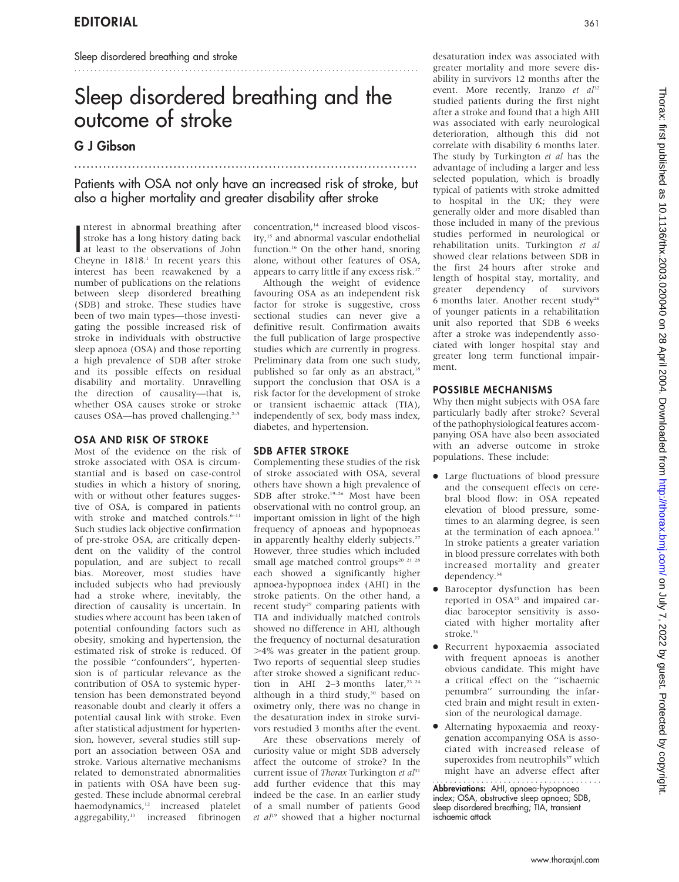Sleep disordered breathing and stroke

# Sleep disordered breathing and the outcome of stroke

**G J Gibson**

Patients with OSA not only have an increased risk of stroke, but also a higher mortality and greater disability after stroke

Interest in abnormal breathing after stroke has a long history dating back at least to the observations of John Cheyne in 1818.[1] In recent years this interest has been reawakened by a number of publications on the relations between sleep disordered breathing (SDB) and stroke. These studies have been of two main types—those investigating the possible increased risk of stroke in individuals with obstructive sleep apnoea (OSA) and those reporting a high prevalence of SDB after stroke and its possible effects on residual disability and mortality. Unravelling the direction of causality—that is, whether OSA causes stroke or stroke causes OSA—has proved challenging.[2–5]

## OSA AND RISK OF STROKE

Most of the evidence on the risk of stroke associated with OSA is circumstantial and is based on case-control studies in which a history of snoring, with or without other features suggestive of OSA, is compared in patients with stroke and matched controls.[6–11] Such studies lack objective confirmation of pre-stroke OSA, are critically dependent on the validity of the control population, and are subject to recall bias. Moreover, most studies have included subjects who had previously had a stroke where, inevitably, the direction of causality is uncertain. In studies where account has been taken of potential confounding factors such as obesity, smoking and hypertension, the estimated risk of stroke is reduced. Of the possible "confounders", hypertension is of particular relevance as the contribution of OSA to systemic hypertension has been demonstrated beyond reasonable doubt and clearly it offers a potential causal link with stroke. Even after statistical adjustment for hypertension, however, several studies still support an association between OSA and stroke. Various alternative mechanisms related to demonstrated abnormalities in patients with OSA have been suggested. These include abnormal cerebral haemodynamics,[12] increased platelet aggregability,[13] increased fibrinogen concentration,[14] increased blood viscosity,[15] and abnormal vascular endothelial function.[16] On the other hand, snoring alone, without other features of OSA, appears to carry little if any excess risk.[17]

Although the weight of evidence favouring OSA as an independent risk factor for stroke is suggestive, cross sectional studies can never give a definitive result. Confirmation awaits the full publication of large prospective studies which are currently in progress. Preliminary data from one such study, published so far only as an abstract,[18] support the conclusion that OSA is a risk factor for the development of stroke or transient ischaemic attack (TIA), independently of sex, body mass index, diabetes, and hypertension.

## SDB AFTER STROKE

Complementing these studies of the risk of stroke associated with OSA, several others have shown a high prevalence of SDB after stroke.[19–26] Most have been observational with no control group, an important omission in light of the high frequency of apnoeas and hypopnoeas in apparently healthy elderly subjects.[27] However, three studies which included small age matched control groups[20 21 28] each showed a significantly higher apnoea-hypopnoea index (AHI) in the stroke patients. On the other hand, a recent study[29] comparing patients with TIA and individually matched controls showed no difference in AHI, although the frequency of nocturnal desaturation >4% was greater in the patient group. Two reports of sequential sleep studies after stroke showed a significant reduction in AHI 2–3 months later,[23 24] although in a third study,[30] based on oximetry only, there was no change in the desaturation index in stroke survivors restudied 3 months after the event.

Are these observations merely of curiosity value or might SDB adversely affect the outcome of stroke? In the current issue of *Thorax* Turkington *et al*[31] add further evidence that this may indeed be the case. In an earlier study of a small number of patients Good *et al*[19] showed that a higher nocturnal desaturation index was associated with greater mortality and more severe disability in survivors 12 months after the event. More recently, Iranzo *et al*[32] studied patients during the first night after a stroke and found that a high AHI was associated with early neurological deterioration, although this did not correlate with disability 6 months later. The study by Turkington *et al* has the advantage of including a larger and less selected population, which is broadly typical of patients with stroke admitted to hospital in the UK; they were generally older and more disabled than those included in many of the previous studies performed in neurological or rehabilitation units. Turkington *et al* showed clear relations between SDB in the first 24 hours after stroke and length of hospital stay, mortality, and greater dependency of survivors 6 months later. Another recent study[26] of younger patients in a rehabilitation unit also reported that SDB 6 weeks after a stroke was independently associated with longer hospital stay and greater long term functional impairment.

## POSSIBLE MECHANISMS

Why then might subjects with OSA fare particularly badly after stroke? Several of the pathophysiological features accompanying OSA have also been associated with an adverse outcome in stroke populations. These include:

- Large fluctuations of blood pressure and the consequent effects on cerebral blood flow: in OSA repeated elevation of blood pressure, sometimes to an alarming degree, is seen at the termination of each apnoea.[33] In stroke patients a greater variation in blood pressure correlates with both increased mortality and greater dependency.[34]
- Baroceptor dysfunction has been reported in OSA[35] and impaired cardiac baroceptor sensitivity is associated with higher mortality after stroke.[36]
- Recurrent hypoxaemia associated with frequent apnoeas is another obvious candidate. This might have a critical effect on the "ischaemic penumbra" surrounding the infarcted brain and might result in extension of the neurological damage.
- Alternating hypoxaemia and reoxygenation accompanying OSA is associated with increased release of superoxides from neutrophils[37] which might have an adverse effect after

**Abbreviations:** AHI, apnoea-hypopnoea index; OSA, obstructive sleep apnoea; SDB, sleep disordered breathing; TIA, transient ischaemic attack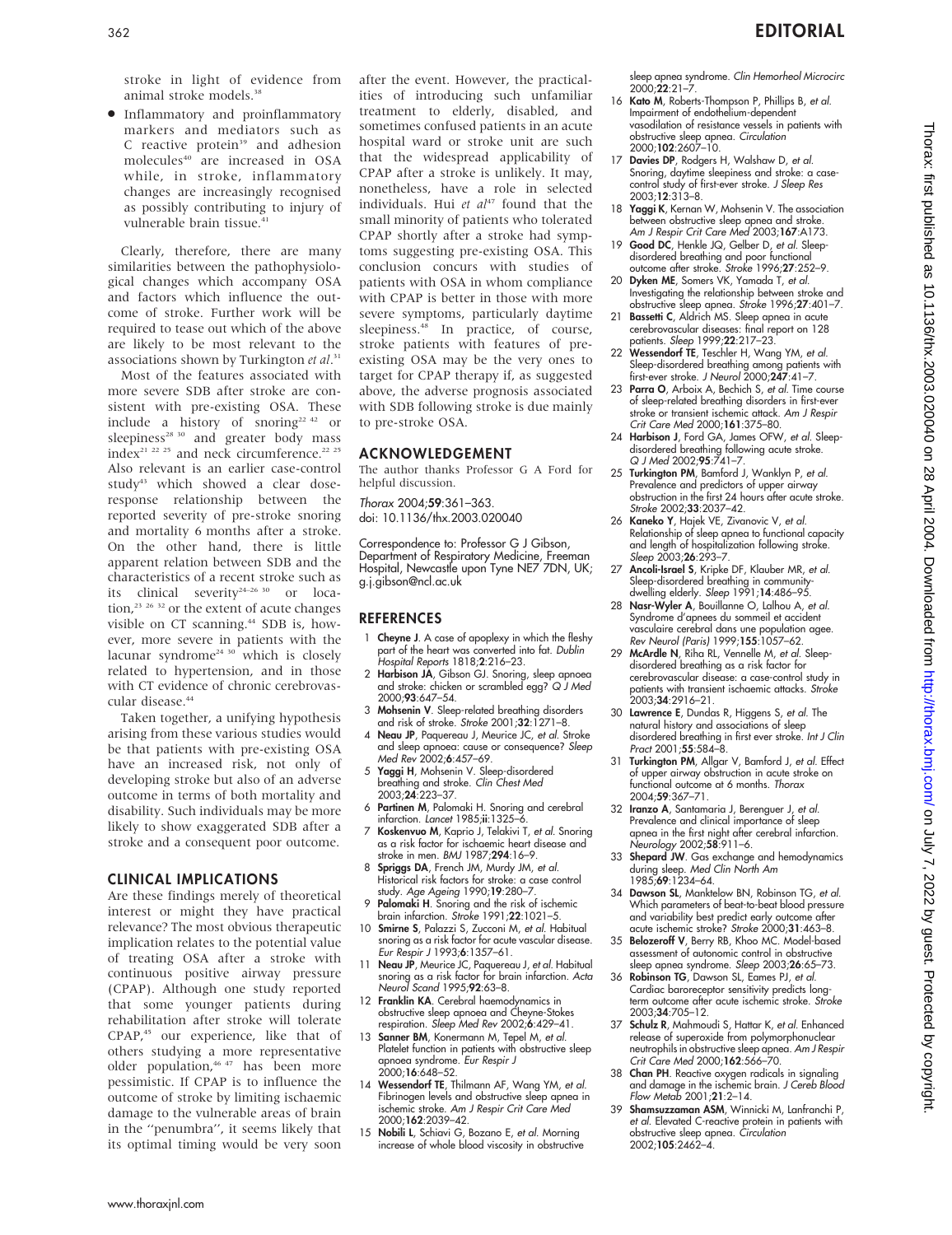stroke in light of evidence from animal stroke models.[38]

- Inflammatory and proinflammatory markers and mediators such as C reactive protein[39] and adhesion molecules[40] are increased in OSA while, in stroke, inflammatory changes are increasingly recognised as possibly contributing to injury of vulnerable brain tissue.[41]

Clearly, therefore, there are many similarities between the pathophysiological changes which accompany OSA and factors which influence the outcome of stroke. Further work will be required to tease out which of the above are likely to be most relevant to the associations shown by Turkington *et al*.[31]

Most of the features associated with more severe SDB after stroke are consistent with pre-existing OSA. These include a history of snoring[22 42] or sleepiness[28 30] and greater body mass index[21 22 25] and neck circumference.[22 25] Also relevant is an earlier case-control study[43] which showed a clear dose-response relationship between the reported severity of pre-stroke snoring and mortality 6 months after a stroke. On the other hand, there is little apparent relation between SDB and the characteristics of a recent stroke such as its clinical severity[24–26 30] or location,[23 26 32] or the extent of acute changes visible on CT scanning.[44] SDB is, however, more severe in patients with the lacunar syndrome[24 30] which is closely related to hypertension, and in those with CT evidence of chronic cerebrovascular disease.[44]

Taken together, a unifying hypothesis arising from these various studies would be that patients with pre-existing OSA have an increased risk, not only of developing stroke but also of an adverse outcome in terms of both mortality and disability. Such individuals may be more likely to show exaggerated SDB after a stroke and a consequent poor outcome.

## CLINICAL IMPLICATIONS

Are these findings merely of theoretical interest or might they have practical relevance? The most obvious therapeutic implication relates to the potential value of treating OSA after a stroke with continuous positive airway pressure (CPAP). Although one study reported that some younger patients during rehabilitation after stroke will tolerate CPAP,[45] our experience, like that of others studying a more representative older population,[46 47] has been more pessimistic. If CPAP is to influence the outcome of stroke by limiting ischaemic damage to the vulnerable areas of brain in the "penumbra", it seems likely that its optimal timing would be very soon after the event. However, the practicalities of introducing such unfamiliar treatment to elderly, disabled, and sometimes confused patients in an acute hospital ward or stroke unit are such that the widespread applicability of CPAP after a stroke is unlikely. It may, nonetheless, have a role in selected individuals. Hui *et al*[47] found that the small minority of patients who tolerated CPAP shortly after a stroke had symptoms suggesting pre-existing OSA. This conclusion concurs with studies of patients with OSA in whom compliance with CPAP is better in those with more severe symptoms, particularly daytime sleepiness.[48] In practice, of course, stroke patients with features of pre-existing OSA may be the very ones to target for CPAP therapy if, as suggested above, the adverse prognosis associated with SDB following stroke is due mainly to pre-stroke OSA.

## ACKNOWLEDGEMENT

The author thanks Professor G A Ford for helpful discussion.

*Thorax* 2004;**59**:361–363.
doi: 10.1136/thx.2003.020040

Correspondence to: Professor G J Gibson, Department of Respiratory Medicine, Freeman Hospital, Newcastle upon Tyne NE7 7DN, UK; g.j.gibson@ncl.ac.uk

## REFERENCES

1. **Cheyne J**. A case of apoplexy in which the fleshy part of the heart was converted into fat. *Dublin Hospital Reports* 1818;**2**:216–23.
2. **Harbison JA**, Gibson GJ. Snoring, sleep apnoea and stroke: chicken or scrambled egg? *Q J Med* 2000;**93**:647–54.
3. **Mohsenin V**. Sleep-related breathing disorders and risk of stroke. *Stroke* 2001;**32**:1271–8.
4. **Neau JP**, Paquereau J, Meurice JC, *et al*. Stroke and sleep apnoea: cause or consequence? *Sleep Med Rev* 2002;**6**:457–69.
5. **Yaggi H**, Mohsenin V. Sleep-disordered breathing and stroke. *Clin Chest Med* 2003;**24**:223–37.
6. **Partinen M**, Palomaki H. Snoring and cerebral infarction. *Lancet* 1985;**ii**:1325–6.
7. **Koskenvuo M**, Kaprio J, Telakivi T, *et al*. Snoring as a risk factor for ischaemic heart disease and stroke in men. *BMJ* 1987;**294**:16–9.
8. **Spriggs DA**, French JM, Murdy JM, *et al*. Historical risk factors for stroke: a case control study. *Age Ageing* 1990;**19**:280–7.
9. **Palomaki H**. Snoring and the risk of ischemic brain infarction. *Stroke* 1991;**22**:1021–5.
10. **Smirne S**, Palazzi S, Zucconi M, *et al*. Habitual snoring as a risk factor for acute vascular disease. *Eur Respir J* 1993;**6**:1357–61.
11. **Neau JP**, Meurice JC, Paquereau J, *et al*. Habitual snoring as a risk factor for brain infarction. *Acta Neurol Scand* 1995;**92**:63–8.
12. **Franklin KA**. Cerebral haemodynamics in obstructive sleep apnoea and Cheyne-Stokes respiration. *Sleep Med Rev* 2002;**6**:429–41.
13. **Sanner BM**, Konermann M, Tepel M, *et al*. Platelet function in patients with obstructive sleep apnoea syndrome. *Eur Respir J* 2000;**16**:648–52.
14. **Wessendorf TE**, Thilmann AF, Wang YM, *et al*. Fibrinogen levels and obstructive sleep apnea in ischemic stroke. *Am J Respir Crit Care Med* 2000;**162**:2039–42.
15. **Nobili L**, Schiavi G, Bozano E, *et al*. Morning increase of whole blood viscosity in obstructive sleep apnea syndrome. *Clin Hemorheol Microcirc* 2000;**22**:21–7.
16. **Kato M**, Roberts-Thompson P, Phillips B, *et al*. Impairment of endothelium-dependent vasodilation of resistance vessels in patients with obstructive sleep apnea. *Circulation* 2000;**102**:2607–10.
17. **Davies DP**, Rodgers H, Walshaw D, *et al*. Snoring, daytime sleepiness and stroke: a case-control study of first-ever stroke. *J Sleep Res* 2003;**12**:313–8.
18. **Yaggi K**, Kernan W, Mohsenin V. The association between obstructive sleep apnea and stroke. *Am J Respir Crit Care Med* 2003;**167**:A173.
19. **Good DC**, Henkle JQ, Gelber D, *et al*. Sleep-disordered breathing and poor functional outcome after stroke. *Stroke* 1996;**27**:252–9.
20. **Dyken ME**, Somers VK, Yamada T, *et al*. Investigating the relationship between stroke and obstructive sleep apnea. *Stroke* 1996;**27**:401–7.
21. **Bassetti C**, Aldrich MS. Sleep apnea in acute cerebrovascular diseases: final report on 128 patients. *Sleep* 1999;**22**:217–23.
22. **Wessendorf TE**, Teschler H, Wang YM, *et al*. Sleep-disordered breathing among patients with first-ever stroke. *J Neurol* 2000;**247**:41–7.
23. **Parra O**, Arboix A, Bechich S, *et al*. Time course of sleep-related breathing disorders in first-ever stroke or transient ischemic attack. *Am J Respir Crit Care Med* 2000;**161**:375–80.
24. **Harbison J**, Ford GA, James OFW, *et al*. Sleep-disordered breathing following acute stroke. *Q J Med* 2002;**95**:741–7.
25. **Turkington PM**, Bamford J, Wanklyn P, *et al*. Prevalence and predictors of upper airway obstruction in the first 24 hours after acute stroke. *Stroke* 2002;**33**:2037–42.
26. **Kaneko Y**, Hajek VE, Zivanovic V, *et al*. Relationship of sleep apnea to functional capacity and length of hospitalization following stroke. *Sleep* 2003;**26**:293–7.
27. **Ancoli-Israel S**, Kripke DF, Klauber MR, *et al*. Sleep-disordered breathing in community-dwelling elderly. *Sleep* 1991;**14**:486–95.
28. **Nasr-Wyler A**, Bouillanne O, Lalhou A, *et al*. Syndrome d'apnees du sommeil et accident vasculaire cerebral dans une population agee. *Rev Neurol (Paris)* 1999;**155**:1057–62.
29. **McArdle N**, Riha RL, Vennelle M, *et al*. Sleep-disordered breathing as a risk factor for cerebrovascular disease: a case-control study in patients with transient ischaemic attacks. *Stroke* 2003;**34**:2916–21.
30. **Lawrence E**, Dundas R, Higgens S, *et al*. The natural history and associations of sleep disordered breathing in first ever stroke. *Int J Clin Pract* 2001;**55**:584–8.
31. **Turkington PM**, Allgar V, Bamford J, *et al*. Effect of upper airway obstruction in acute stroke on functional outcome at 6 months. *Thorax* 2004;**59**:367–71.
32. **Iranzo A**, Santamaria J, Berenguer J, *et al*. Prevalence and clinical importance of sleep apnea in the first night after cerebral infarction. *Neurology* 2002;**58**:911–6.
33. **Shepard JW**. Gas exchange and hemodynamics during sleep. *Med Clin North Am* 1985;**69**:1234–64.
34. **Dawson SL**, Manktelow BN, Robinson TG, *et al*. Which parameters of beat-to-beat blood pressure and variability best predict early outcome after acute ischemic stroke? *Stroke* 2000;**31**:463–8.
35. **Belozeroff V**, Berry RB, Khoo MC. Model-based assessment of autonomic control in obstructive sleep apnea syndrome. *Sleep* 2003;**26**:65–73.
36. **Robinson TG**, Dawson SL, Eames PJ, *et al*. Cardiac baroreceptor sensitivity predicts long-term outcome after acute ischemic stroke. *Stroke* 2003;**34**:705–12.
37. **Schulz R**, Mahmoudi S, Hattar K, *et al*. Enhanced release of superoxide from polymorphonuclear neutrophils in obstructive sleep apnea. *Am J Respir Crit Care Med* 2000;**162**:566–70.
38. **Chan PH**. Reactive oxygen radicals in signaling and damage in the ischemic brain. *J Cereb Blood Flow Metab* 2001;**21**:2–14.
39. **Shamsuzzaman ASM**, Winnicki M, Lanfranchi P, *et al*. Elevated C-reactive protein in patients with obstructive sleep apnea. *Circulation* 2002;**105**:2462–4.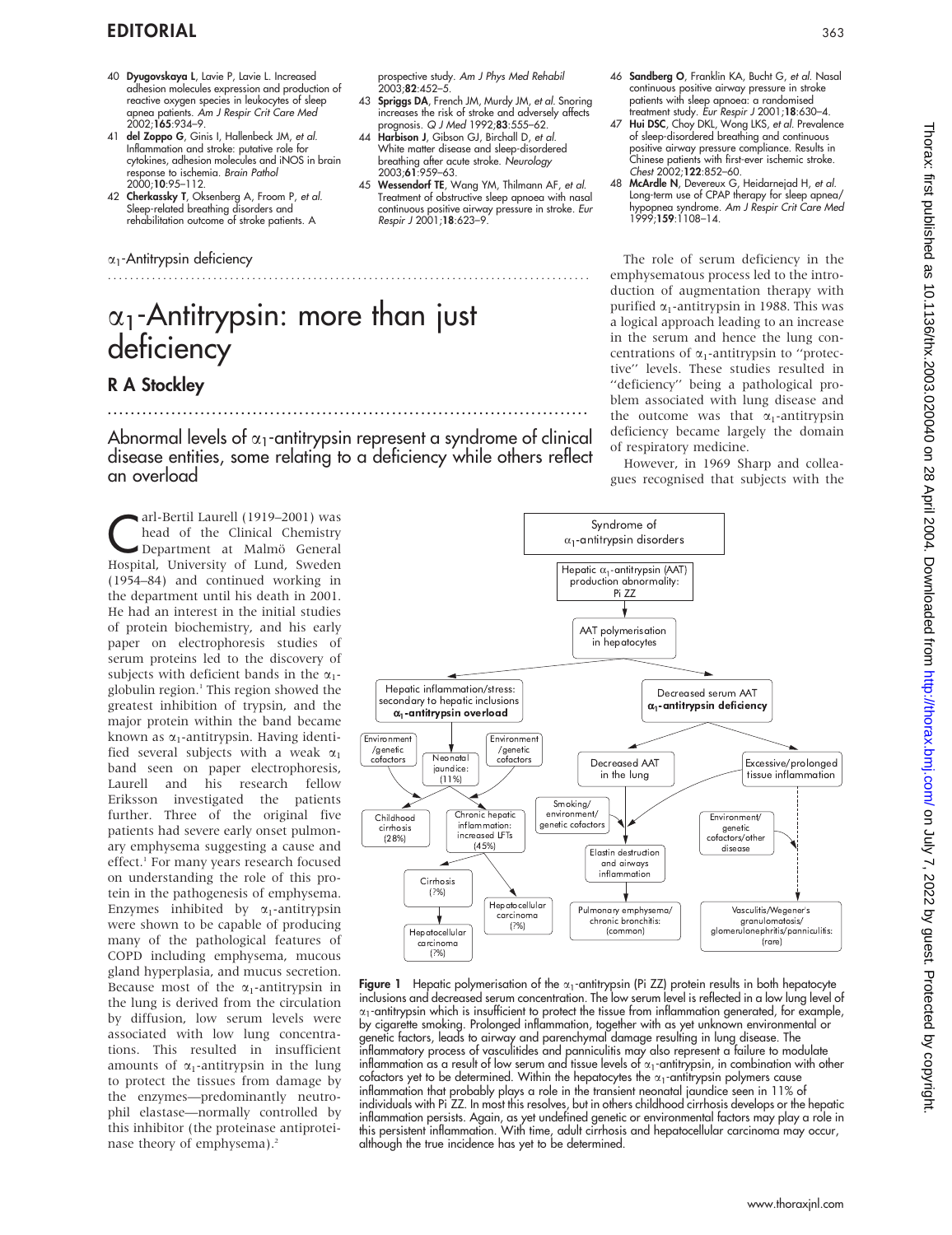40 **Dyugovskaya L**, Lavie P, Lavie L. Increased adhesion molecules expression and production of reactive oxygen species in leukocytes of sleep apnea patients. *Am J Respir Crit Care Med* 2002;**165**:934–9.

41 **del Zoppo G**, Ginis I, Hallenbeck JM, *et al.* Inflammation and stroke: putative role for cytokines, adhesion molecules and iNOS in brain response to ischemia. *Brain Pathol* 2000;**10**:95–112.

42 **Cherkassky T**, Oksenberg A, Froom P, *et al.* Sleep-related breathing disorders and rehabilitation outcome of stroke patients. A prospective study. *Am J Phys Med Rehabil* 2003;**82**:452–5.

43 **Spriggs DA**, French JM, Murdy JM, *et al.* Snoring increases the risk of stroke and adversely affects prognosis. *Q J Med* 1992;**83**:555–62.

44 **Harbison J**, Gibson GJ, Birchall D, *et al.* White matter disease and sleep-disordered breathing after acute stroke. *Neurology* 2003;**61**:959–63.

45 **Wessendorf TE**, Wang YM, Thilmann AF, *et al.* Treatment of obstructive sleep apnoea with nasal continuous positive airway pressure in stroke. *Eur Respir J* 2001;**18**:623–9.

46 **Sandberg O**, Franklin KA, Bucht G, *et al.* Nasal continuous positive airway pressure in stroke patients with sleep apnoea: a randomised treatment study. *Eur Respir J* 2001;**18**:630–4.

47 **Hui DSC**, Choy DKL, Wong LKS, *et al.* Prevalence of sleep-disordered breathing and continuous positive airway pressure compliance. Results in Chinese patients with first-ever ischemic stroke. *Chest* 2002;**122**:852–60.

48 **McArdle N**, Devereux G, Heidarnejad H, *et al.* Long-term use of CPAP therapy for sleep apnea/hypopnea syndrome. *Am J Respir Crit Care Med* 1999;**159**:1108–14.

$\alpha_1$-Antitrypsin deficiency

# $\alpha_1$-Antitrypsin: more than just deficiency

## R A Stockley

**Abnormal levels of $\alpha_1$-antitrypsin represent a syndrome of clinical disease entities, some relating to a deficiency while others reflect an overload**

Carl-Bertil Laurell (1919–2001) was head of the Clinical Chemistry Department at Malmö General Hospital, University of Lund, Sweden (1954–84) and continued working in the department until his death in 2001. He had an interest in the initial studies of protein biochemistry, and his early paper on electrophoresis studies of serum proteins led to the discovery of subjects with deficient bands in the $\alpha_1$-globulin region.[1] This region showed the greatest inhibition of trypsin, and the major protein within the band became known as $\alpha_1$-antitrypsin. Having identified several subjects with a weak $\alpha_1$ band seen on paper electrophoresis, Laurell and his research fellow Eriksson investigated the patients further. Three of the original five patients had severe early onset pulmonary emphysema suggesting a cause and effect.[1] For many years research focused on understanding the role of this protein in the pathogenesis of emphysema. Enzymes inhibited by $\alpha_1$-antitrypsin were shown to be capable of producing many of the pathological features of COPD including emphysema, mucous gland hyperplasia, and mucus secretion. Because most of the $\alpha_1$-antitrypsin in the lung is derived from the circulation by diffusion, low serum levels were associated with low lung concentrations. This resulted in insufficient amounts of $\alpha_1$-antitrypsin in the lung to protect the tissues from damage by the enzymes—predominantly neutrophil elastase—normally controlled by this inhibitor (the proteinase antiproteinase theory of emphysema).[2]

The role of serum deficiency in the emphysematous process led to the introduction of augmentation therapy with purified $\alpha_1$-antitrypsin in 1988. This was a logical approach leading to an increase in the serum and hence the lung concentrations of $\alpha_1$-antitrypsin to "protective" levels. These studies resulted in "deficiency" being a pathological problem associated with lung disease and the outcome was that $\alpha_1$-antitrypsin deficiency became largely the domain of respiratory medicine.

However, in 1969 Sharp and colleagues recognised that subjects with the

Figure 1 Hepatic polymerisation of the $\alpha_1$-antitrypsin (Pi ZZ) protein results in both hepatocyte inclusions and decreased serum concentration. The low serum level is reflected in a low lung level of $\alpha_1$-antitrypsin which is insufficient to protect the tissue from inflammation generated, for example, by cigarette smoking. Prolonged inflammation, together with as yet unknown environmental or genetic factors, leads to airway and parenchymal damage resulting in lung disease. The inflammatory process of vasculitides and panniculitis may also represent a failure to modulate inflammation as a result of low serum and tissue levels of $\alpha_1$-antitrypsin, in combination with other cofactors yet to be determined. Within the hepatocytes the $\alpha_1$-antitrypsin polymers cause inflammation that probably plays a role in the transient neonatal jaundice seen in 11% of individuals with Pi ZZ. In most this resolves, but in others childhood cirrhosis develops or the hepatic inflammation persists. Again, as yet undefined genetic or environmental factors may play a role in this persistent inflammation. With time, adult cirrhosis and hepatocellular carcinoma may occur, although the true incidence has yet to be determined.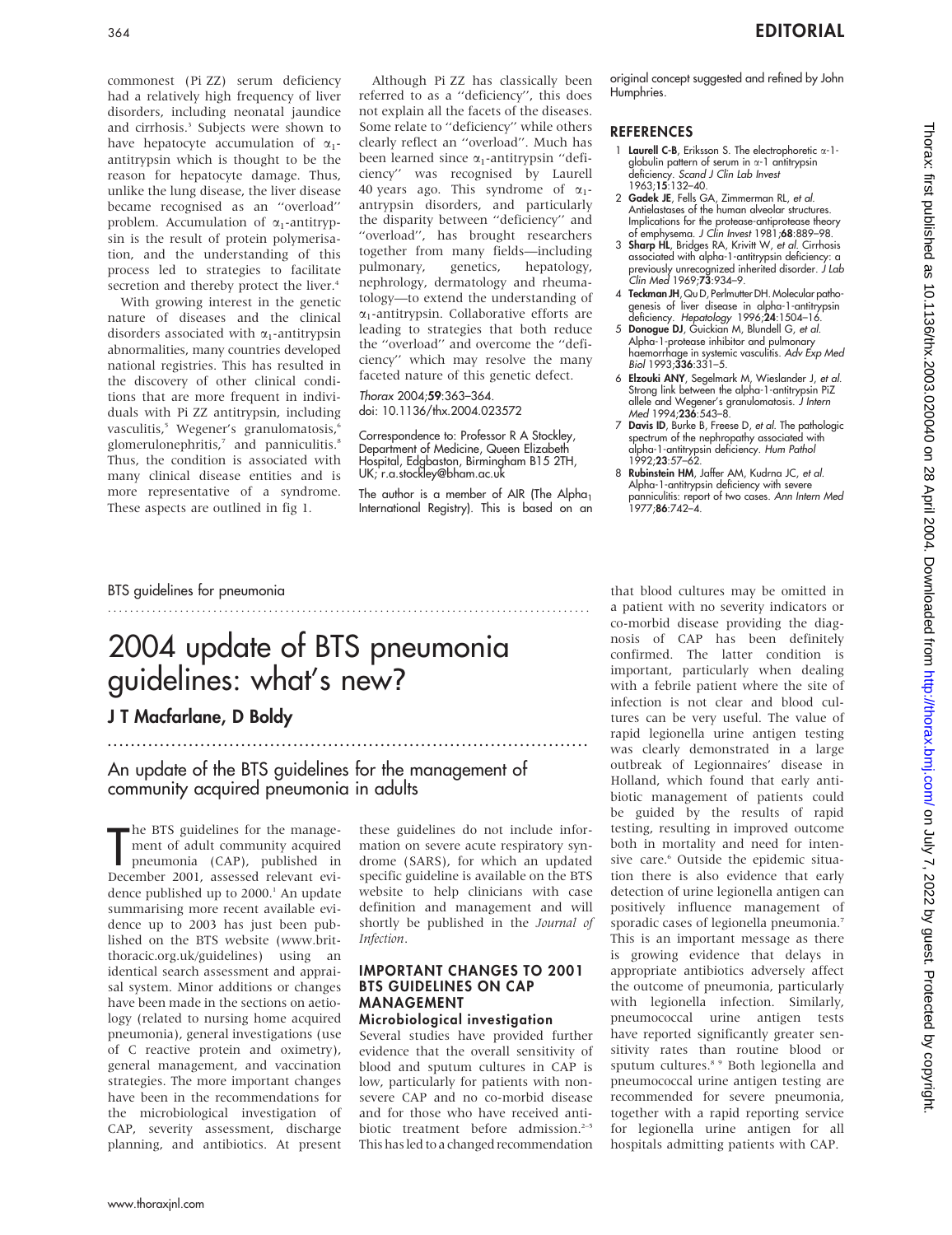commonest (Pi ZZ) serum deficiency had a relatively high frequency of liver disorders, including neonatal jaundice and cirrhosis.[3] Subjects were shown to have hepatocyte accumulation of $\alpha_1$-antitrypsin which is thought to be the reason for hepatocyte damage. Thus, unlike the lung disease, the liver disease became recognised as an "overload" problem. Accumulation of $\alpha_1$-antitrypsin is the result of protein polymerisation, and the understanding of this process led to strategies to facilitate secretion and thereby protect the liver.[4]

With growing interest in the genetic nature of diseases and the clinical disorders associated with $\alpha_1$-antitrypsin abnormalities, many countries developed national registries. This has resulted in the discovery of other clinical conditions that are more frequent in individuals with Pi ZZ antitrypsin, including vasculitis,[5] Wegener's granulomatosis,[6] glomerulonephritis,[7] and panniculitis.[8] Thus, the condition is associated with many clinical disease entities and is more representative of a syndrome. These aspects are outlined in fig 1.

Although Pi ZZ has classically been referred to as a "deficiency", this does not explain all the facets of the diseases. Some relate to "deficiency" while others clearly reflect an "overload". Much has been learned since $\alpha_1$-antitrypsin "deficiency" was recognised by Laurell 40 years ago. This syndrome of $\alpha_1$-antrypsin disorders, and particularly the disparity between "deficiency" and "overload", has brought researchers together from many fields—including pulmonary, genetics, hepatology, nephrology, dermatology and rheumatology—to extend the understanding of $\alpha_1$-antitrypsin. Collaborative efforts are leading to strategies that both reduce the "overload" and overcome the "deficiency" which may resolve the many faceted nature of this genetic defect.

*Thorax* 2004;**59**:363–364.
doi: 10.1136/thx.2004.023572

Correspondence to: Professor R A Stockley, Department of Medicine, Queen Elizabeth Hospital, Edgbaston, Birmingham B15 2TH, UK; r.a.stockley@bham.ac.uk

The author is a member of AIR (The $Alpha_1$ International Registry). This is based on an original concept suggested and refined by John Humphries.

## REFERENCES

1. **Laurell C-B**, Eriksson S. The electrophoretic $\alpha$-1-globulin pattern of serum in $\alpha$-1 antitrypsin deficiency. *Scand J Clin Lab Invest* 1963;**15**:132–40.
2. **Gadek JE**, Fells GA, Zimmerman RL, *et al*. Antielastases of the human alveolar structures. Implications for the protease-antiprotease theory of emphysema. *J Clin Invest* 1981;**68**:889–98.
3. **Sharp HL**, Bridges RA, Krivitt W, *et al*. Cirrhosis associated with alpha-1-antitrypsin deficiency: a previously unrecognized inherited disorder. *J Lab Clin Med* 1969;**73**:934–9.
4. **Teckman JH**, Qu D, Perlmutter DH. Molecular pathogenesis of liver disease in alpha-1-antitrypsin deficiency. *Hepatology* 1996;**24**:1504–16.
5. **Donogue DJ**, Guickian M, Blundell G, *et al*. Alpha-1-protease inhibitor and pulmonary haemorrhage in systemic vasculitis. *Adv Exp Med Biol* 1993;**336**:331–5.
6. **Elzouki ANY**, Segelmark M, Wieslander J, *et al*. Strong link between the alpha-1-antitrypsin PiZ allele and Wegener's granulomatosis. *J Intern Med* 1994;**236**:543–8.
7. **Davis ID**, Burke B, Freese D, *et al*. The pathologic spectrum of the nephropathy associated with alpha-1-antitrypsin deficiency. *Hum Pathol* 1992;**23**:57–62.
8. **Rubinstein HM**, Jaffer AM, Kudrna JC, *et al*. Alpha-1-antitrypsin deficiency with severe panniculitis: report of two cases. *Ann Intern Med* 1977;**86**:742–4.

BTS guidelines for pneumonia

# 2004 update of BTS pneumonia guidelines: what's new?

## J T Macfarlane, D Boldy

### An update of the BTS guidelines for the management of community acquired pneumonia in adults

The BTS guidelines for the management of adult community acquired pneumonia (CAP), published in December 2001, assessed relevant evidence published up to 2000.[1] An update summarising more recent available evidence up to 2003 has just been published on the BTS website (www.brit-thoracic.org.uk/guidelines) using an identical search assessment and appraisal system. Minor additions or changes have been made in the sections on aetiology (related to nursing home acquired pneumonia), general investigations (use of C reactive protein and oximetry), general management, and vaccination strategies. The more important changes have been in the recommendations for the microbiological investigation of CAP, severity assessment, discharge planning, and antibiotics. At present these guidelines do not include information on severe acute respiratory syndrome (SARS), for which an updated specific guideline is available on the BTS website to help clinicians with case definition and management and will shortly be published in the *Journal of Infection*.

## IMPORTANT CHANGES TO 2001 BTS GUIDELINES ON CAP MANAGEMENT

### Microbiological investigation

Several studies have provided further evidence that the overall sensitivity of blood and sputum cultures in CAP is low, particularly for patients with non-severe CAP and no co-morbid disease and for those who have received antibiotic treatment before admission.[2–5] This has led to a changed recommendation that blood cultures may be omitted in a patient with no severity indicators or co-morbid disease providing the diagnosis of CAP has been definitely confirmed. The latter condition is important, particularly when dealing with a febrile patient where the site of infection is not clear and blood cultures can be very useful. The value of rapid legionella urine antigen testing was clearly demonstrated in a large outbreak of Legionnaires' disease in Holland, which found that early antibiotic management of patients could be guided by the results of rapid testing, resulting in improved outcome both in mortality and need for intensive care.[6] Outside the epidemic situation there is also evidence that early detection of urine legionella antigen can positively influence management of sporadic cases of legionella pneumonia.[7] This is an important message as there is growing evidence that delays in appropriate antibiotics adversely affect the outcome of pneumonia, particularly with legionella infection. Similarly, pneumococcal urine antigen tests have reported significantly greater sensitivity rates than routine blood or sputum cultures.[8 9] Both legionella and pneumococcal urine antigen testing are recommended for severe pneumonia, together with a rapid reporting service for legionella urine antigen for all hospitals admitting patients with CAP.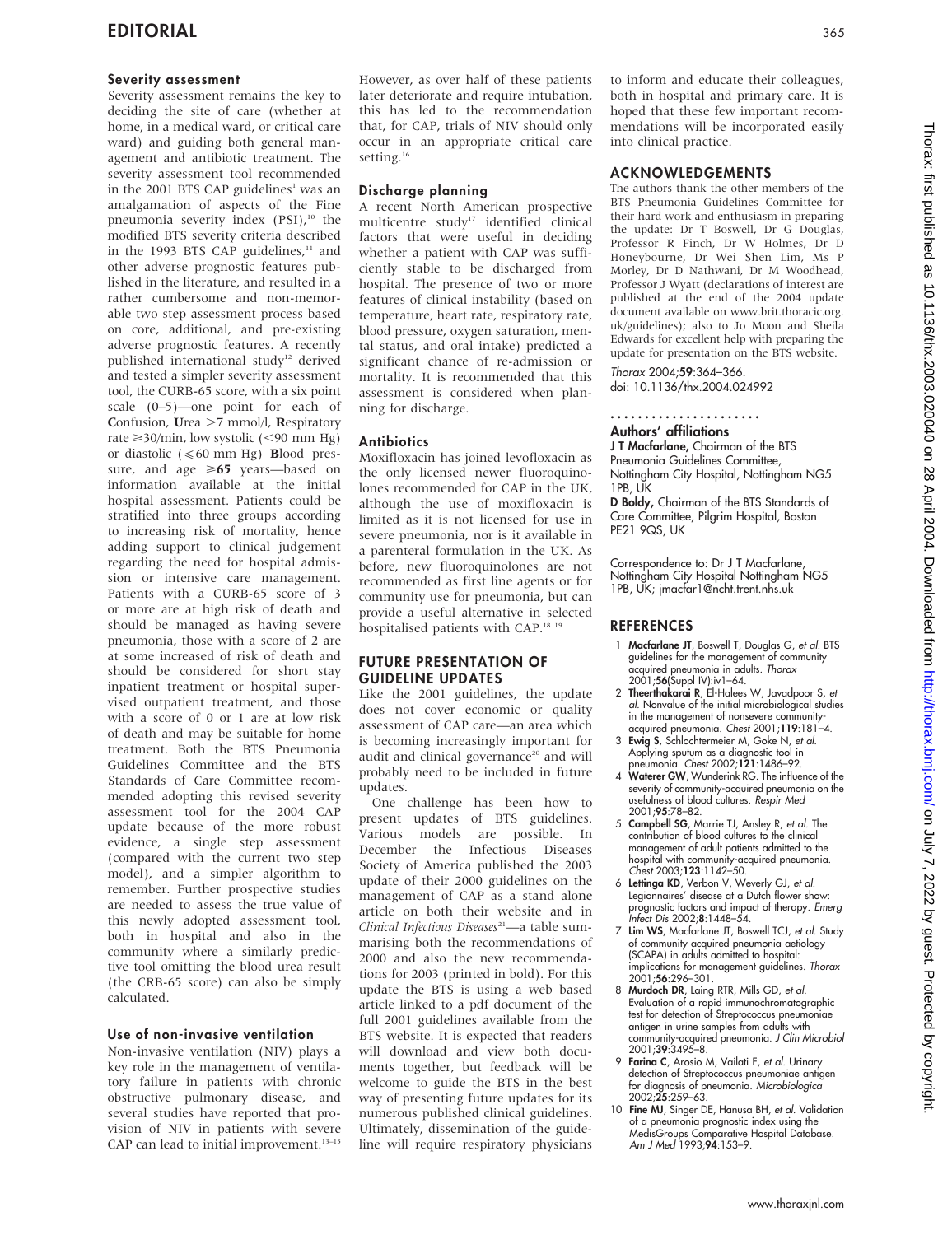### Severity assessment

Severity assessment remains the key to deciding the site of care (whether at home, in a medical ward, or critical care ward) and guiding both general management and antibiotic treatment. The severity assessment tool recommended in the 2001 BTS CAP guidelines[1] was an amalgamation of aspects of the Fine pneumonia severity index (PSI),[10] the modified BTS severity criteria described in the 1993 BTS CAP guidelines,[11] and other adverse prognostic features published in the literature, and resulted in a rather cumbersome and non-memorable two step assessment process based on core, additional, and pre-existing adverse prognostic features. A recently published international study[12] derived and tested a simpler severity assessment tool, the CURB-65 score, with a six point scale (0–5)—one point for each of **C**onfusion, **U**rea >7 mmol/l, **R**espiratory rate ≥30/min, low systolic (<90 mm Hg) or diastolic (≤60 mm Hg) **B**lood pressure, and age ≥**65** years—based on information available at the initial hospital assessment. Patients could be stratified into three groups according to increasing risk of mortality, hence adding support to clinical judgement regarding the need for hospital admission or intensive care management. Patients with a CURB-65 score of 3 or more are at high risk of death and should be managed as having severe pneumonia, those with a score of 2 are at some increased of risk of death and should be considered for short stay inpatient treatment or hospital supervised outpatient treatment, and those with a score of 0 or 1 are at low risk of death and may be suitable for home treatment. Both the BTS Pneumonia Guidelines Committee and the BTS Standards of Care Committee recommended adopting this revised severity assessment tool for the 2004 CAP update because of the more robust evidence, a single step assessment (compared with the current two step model), and a simpler algorithm to remember. Further prospective studies are needed to assess the true value of this newly adopted assessment tool, both in hospital and also in the community where a similarly predictive tool omitting the blood urea result (the CRB-65 score) can also be simply calculated.

### Use of non-invasive ventilation

Non-invasive ventilation (NIV) plays a key role in the management of ventilatory failure in patients with chronic obstructive pulmonary disease, and several studies have reported that provision of NIV in patients with severe CAP can lead to initial improvement.[13–15] However, as over half of these patients later deteriorate and require intubation, this has led to the recommendation that, for CAP, trials of NIV should only occur in an appropriate critical care setting.[16]

### Discharge planning

A recent North American prospective multicentre study[17] identified clinical factors that were useful in deciding whether a patient with CAP was sufficiently stable to be discharged from hospital. The presence of two or more features of clinical instability (based on temperature, heart rate, respiratory rate, blood pressure, oxygen saturation, mental status, and oral intake) predicted a significant chance of re-admission or mortality. It is recommended that this assessment is considered when planning for discharge.

### Antibiotics

Moxifloxacin has joined levofloxacin as the only licensed newer fluoroquinolones recommended for CAP in the UK, although the use of moxifloxacin is limited as it is not licensed for use in severe pneumonia, nor is it available in a parenteral formulation in the UK. As before, new fluoroquinolones are not recommended as first line agents or for community use for pneumonia, but can provide a useful alternative in selected hospitalised patients with CAP.[18 19]

## FUTURE PRESENTATION OF GUIDELINE UPDATES

Like the 2001 guidelines, the update does not cover economic or quality assessment of CAP care—an area which is becoming increasingly important for audit and clinical governance[20] and will probably need to be included in future updates.

One challenge has been how to present updates of BTS guidelines. Various models are possible. In December the Infectious Diseases Society of America published the 2003 update of their 2000 guidelines on the management of CAP as a stand alone article on both their website and in *Clinical Infectious Diseases*[21]—a table summarising both the recommendations of 2000 and also the new recommendations for 2003 (printed in bold). For this update the BTS is using a web based article linked to a pdf document of the full 2001 guidelines available from the BTS website. It is expected that readers will download and view both documents together, but feedback will be welcome to guide the BTS in the best way of presenting future updates for its numerous published clinical guidelines. Ultimately, dissemination of the guideline will require respiratory physicians to inform and educate their colleagues, both in hospital and primary care. It is hoped that these few important recommendations will be incorporated easily into clinical practice.

## ACKNOWLEDGEMENTS

The authors thank the other members of the BTS Pneumonia Guidelines Committee for their hard work and enthusiasm in preparing the update: Dr T Boswell, Dr G Douglas, Professor R Finch, Dr W Holmes, Dr D Honeybourne, Dr Wei Shen Lim, Ms P Morley, Dr D Nathwani, Dr M Woodhead, Professor J Wyatt (declarations of interest are published at the end of the 2004 update document available on www.brit.thoracic.org.uk/guidelines); also to Jo Moon and Sheila Edwards for excellent help with preparing the update for presentation on the BTS website.

*Thorax* 2004;**59**:364–366.
doi: 10.1136/thx.2004.024992

### Authors' affiliations

**J T Macfarlane**, Chairman of the BTS Pneumonia Guidelines Committee, Nottingham City Hospital, Nottingham NG5 1PB, UK

**D Boldy**, Chairman of the BTS Standards of Care Committee, Pilgrim Hospital, Boston PE21 9QS, UK

Correspondence to: Dr J T Macfarlane, Nottingham City Hospital Nottingham NG5 1PB, UK; jmacfar1@ncht.trent.nhs.uk

## REFERENCES

1. **Macfarlane JT**, Boswell T, Douglas G, *et al*. BTS guidelines for the management of community acquired pneumonia in adults. *Thorax* 2001;**56**(Suppl IV):iv1–64.
2. **Theerthakarai R**, El-Halees W, Javadpoor S, *et al*. Nonvalue of the initial microbiological studies in the management of nonsevere community-acquired pneumonia. *Chest* 2001;**119**:181–4.
3. **Ewig S**, Schlochtermeier M, Goke N, *et al*. Applying sputum as a diagnostic tool in pneumonia. *Chest* 2002;**121**:1486–92.
4. **Waterer GW**, Wunderink RG. The influence of the severity of community-acquired pneumonia on the usefulness of blood cultures. *Respir Med* 2001;**95**:78–82.
5. **Campbell SG**, Marrie TJ, Ansley R, *et al*. The contribution of blood cultures to the clinical management of adult patients admitted to the hospital with community-acquired pneumonia. *Chest* 2003;**123**:1142–50.
6. **Lettinga KD**, Verbon V, Weverly GJ, *et al*. Legionnaires' disease at a Dutch flower show: prognostic factors and impact of therapy. *Emerg Infect Dis* 2002;**8**:1448–54.
7. **Lim WS**, Macfarlane JT, Boswell TCJ, *et al*. Study of community acquired pneumonia aetiology (SCAPA) in adults admitted to hospital: implications for management guidelines. *Thorax* 2001;**56**:296–301.
8. **Murdoch DR**, Laing RTR, Mills GD, *et al*. Evaluation of a rapid immunochromatographic test for detection of Streptococcus pneumoniae antigen in urine samples from adults with community-acquired pneumonia. *J Clin Microbiol* 2001;**39**:3495–8.
9. **Farina C**, Arosio M, Vailati F, *et al*. Urinary detection of Streptococcus pneumoniae antigen for diagnosis of pneumonia. *Microbiologica* 2002;**25**:259–63.
10. **Fine MJ**, Singer DE, Hanusa BH, *et al*. Validation of a pneumonia prognostic index using the MedisGroups Comparative Hospital Database. *Am J Med* 1993;**94**:153–9.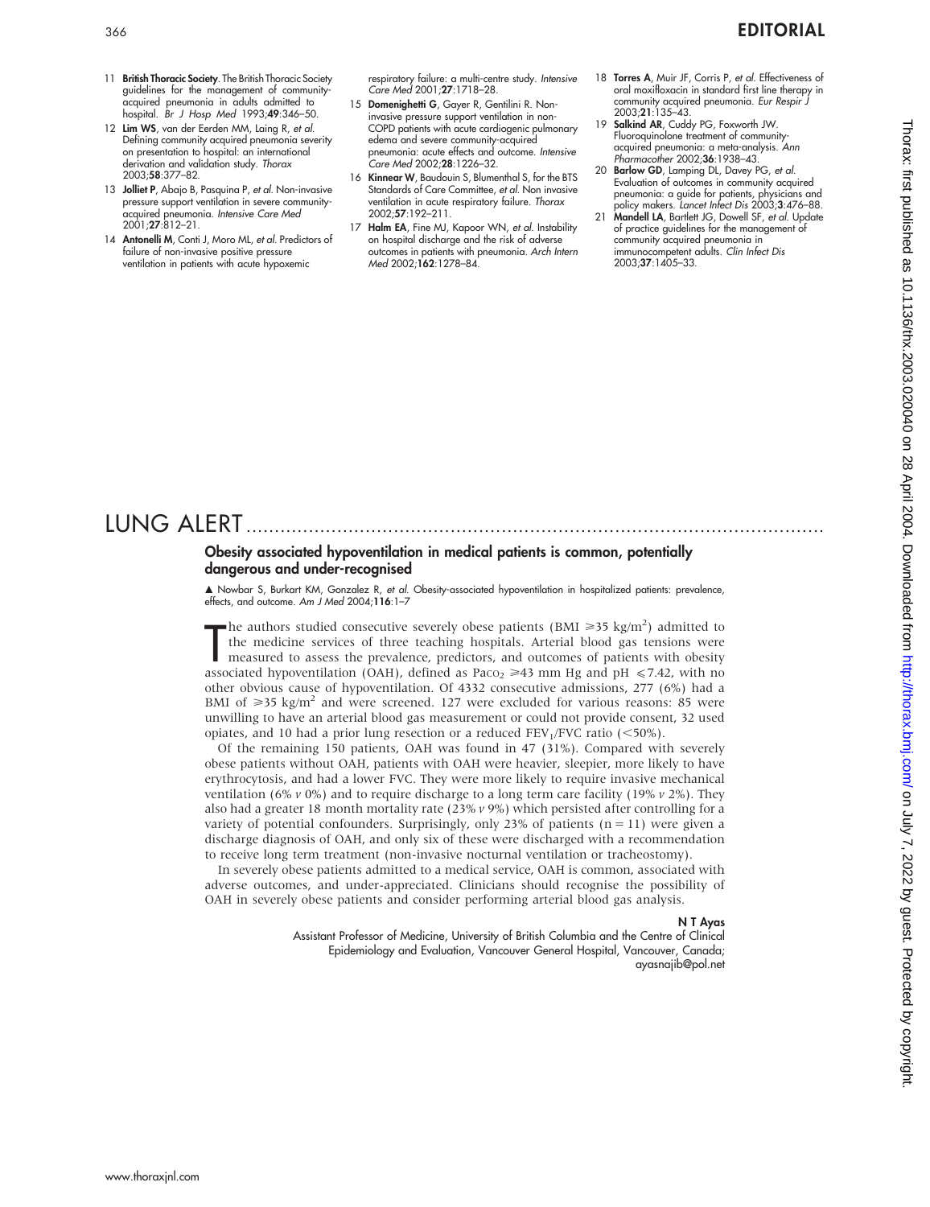11 **British Thoracic Society**. The British Thoracic Society guidelines for the management of community-acquired pneumonia in adults admitted to hospital. *Br J Hosp Med* 1993;**49**:346–50.

12 **Lim WS**, van der Eerden MM, Laing R, *et al*. Defining community acquired pneumonia severity on presentation to hospital: an international derivation and validation study. *Thorax* 2003;**58**:377–82.

13 **Jolliet P**, Abajo B, Pasquina P, *et al*. Non-invasive pressure support ventilation in severe community-acquired pneumonia. *Intensive Care Med* 2001;**27**:812–21.

14 **Antonelli M**, Conti J, Moro ML, *et al*. Predictors of failure of non-invasive positive pressure ventilation in patients with acute hypoxemic respiratory failure: a multi-centre study. *Intensive Care Med* 2001;**27**:1718–28.

15 **Domenighetti G**, Gayer R, Gentilini R. Non-invasive pressure support ventilation in non-COPD patients with acute cardiogenic pulmonary edema and severe community-acquired pneumonia: acute effects and outcome. *Intensive Care Med* 2002;**28**:1226–32.

16 **Kinnear W**, Baudouin S, Blumenthal S, for the BTS Standards of Care Committee, *et al*. Non invasive ventilation in acute respiratory failure. *Thorax* 2002;**57**:192–211.

17 **Halm EA**, Fine MJ, Kapoor WN, *et al*. Instability on hospital discharge and the risk of adverse outcomes in patients with pneumonia. *Arch Intern Med* 2002;**162**:1278–84.

18 **Torres A**, Muir JF, Corris P, *et al*. Effectiveness of oral moxifloxacin in standard first line therapy in community acquired pneumonia. *Eur Respir J* 2003;**21**:135–43.

19 **Salkind AR**, Cuddy PG, Foxworth JW. Fluoroquinolone treatment of community-acquired pneumonia: a meta-analysis. *Ann Pharmacother* 2002;**36**:1938–43.

20 **Barlow GD**, Lamping DL, Davey PG, *et al*. Evaluation of outcomes in community acquired pneumonia: a guide for patients, physicians and policy makers. *Lancet Infect Dis* 2003;**3**:476–88.

21 **Mandell LA**, Bartlett JG, Dowell SF, *et al*. Update of practice guidelines for the management of community acquired pneumonia in immunocompetent adults. *Clin Infect Dis* 2003;**37**:1405–33.

# LUNG ALERT

## Obesity associated hypoventilation in medical patients is common, potentially dangerous and under-recognised

▲ Nowbar S, Burkart KM, Gonzalez R, *et al*. Obesity-associated hypoventilation in hospitalized patients: prevalence, effects, and outcome. *Am J Med* 2004;**116**:1–7

The authors studied consecutive severely obese patients (BMI $\geqslant$35 kg/m$^2$) admitted to the medicine services of three teaching hospitals. Arterial blood gas tensions were measured to assess the prevalence, predictors, and outcomes of patients with obesity associated hypoventilation (OAH), defined as $Pa_{CO_2} \geqslant 43$ mm Hg and pH $\leqslant$7.42, with no other obvious cause of hypoventilation. Of 4332 consecutive admissions, 277 (6%) had a BMI of $\geqslant$35 kg/m$^2$ and were screened. 127 were excluded for various reasons: 85 were unwilling to have an arterial blood gas measurement or could not provide consent, 32 used opiates, and 10 had a prior lung resection or a reduced $FEV_1$/FVC ratio (<50%).

Of the remaining 150 patients, OAH was found in 47 (31%). Compared with severely obese patients without OAH, patients with OAH were heavier, sleepier, more likely to have erythrocytosis, and had a lower FVC. They were more likely to require invasive mechanical ventilation (6% *v* 0%) and to require discharge to a long term care facility (19% *v* 2%). They also had a greater 18 month mortality rate (23% *v* 9%) which persisted after controlling for a variety of potential confounders. Surprisingly, only 23% of patients (n = 11) were given a discharge diagnosis of OAH, and only six of these were discharged with a recommendation to receive long term treatment (non-invasive nocturnal ventilation or tracheostomy).

In severely obese patients admitted to a medical service, OAH is common, associated with adverse outcomes, and under-appreciated. Clinicians should recognise the possibility of OAH in severely obese patients and consider performing arterial blood gas analysis.

**N T Ayas**

Assistant Professor of Medicine, University of British Columbia and the Centre of Clinical Epidemiology and Evaluation, Vancouver General Hospital, Vancouver, Canada; ayasnajib@pol.net